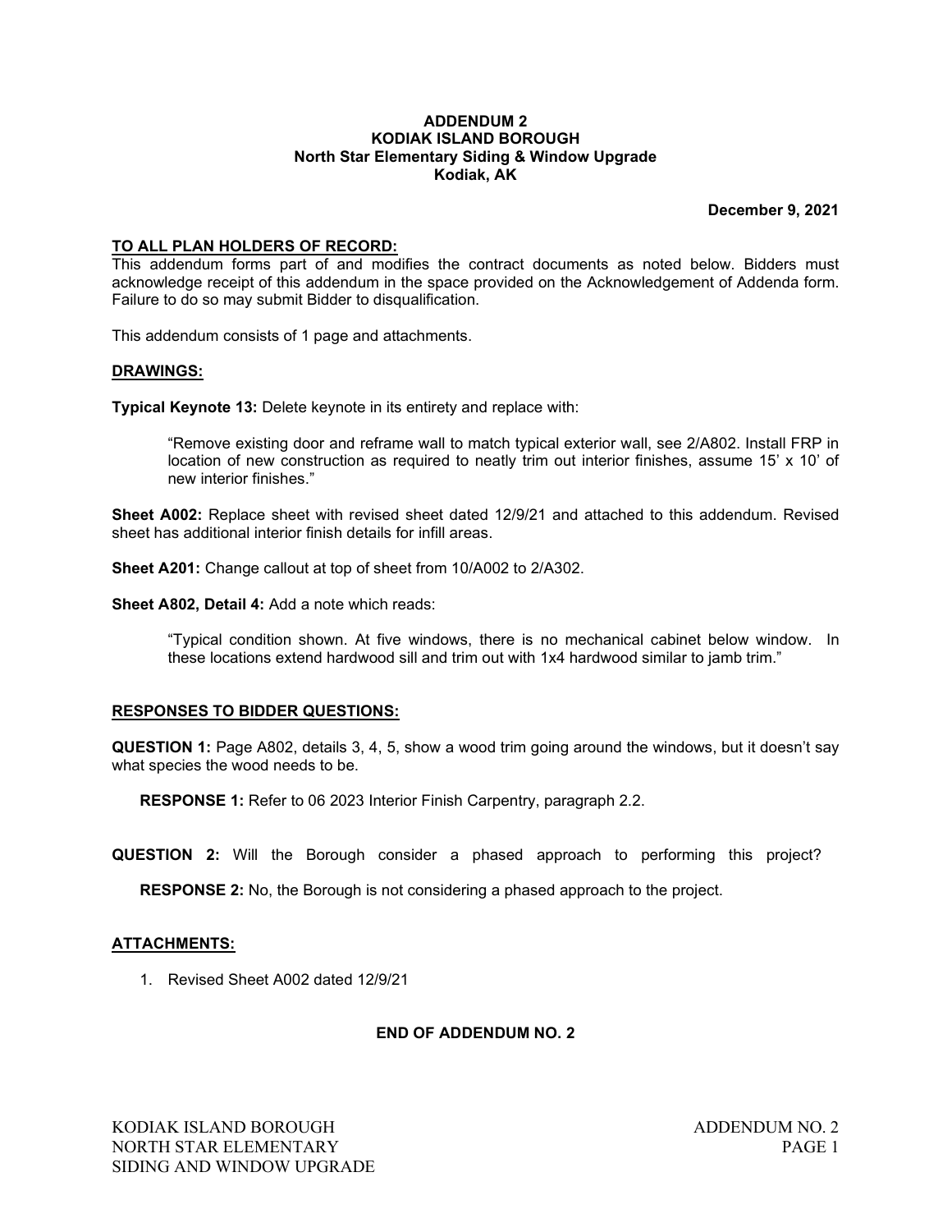# ADDENDUM 2
# KODIAK ISLAND BOROUGH
## North Star Elementary Siding & Window Upgrade
## Kodiak, AK

**December 9, 2021**

**TO ALL PLAN HOLDERS OF RECORD:**
This addendum forms part of and modifies the contract documents as noted below. Bidders must acknowledge receipt of this addendum in the space provided on the Acknowledgement of Addenda form. Failure to do so may submit Bidder to disqualification.

This addendum consists of 1 page and attachments.

**DRAWINGS:**

**Typical Keynote 13:** Delete keynote in its entirety and replace with:

> "Remove existing door and reframe wall to match typical exterior wall, see 2/A802. Install FRP in location of new construction as required to neatly trim out interior finishes, assume 15' x 10' of new interior finishes."

**Sheet A002:** Replace sheet with revised sheet dated 12/9/21 and attached to this addendum. Revised sheet has additional interior finish details for infill areas.

**Sheet A201:** Change callout at top of sheet from 10/A002 to 2/A302.

**Sheet A802, Detail 4:** Add a note which reads:

> "Typical condition shown. At five windows, there is no mechanical cabinet below window. In these locations extend hardwood sill and trim out with 1x4 hardwood similar to jamb trim."

**RESPONSES TO BIDDER QUESTIONS:**

**QUESTION 1:** Page A802, details 3, 4, 5, show a wood trim going around the windows, but it doesn't say what species the wood needs to be.

**RESPONSE 1:** Refer to 06 2023 Interior Finish Carpentry, paragraph 2.2.

**QUESTION 2:** Will the Borough consider a phased approach to performing this project?

**RESPONSE 2:** No, the Borough is not considering a phased approach to the project.

**ATTACHMENTS:**

1. Revised Sheet A002 dated 12/9/21

**END OF ADDENDUM NO. 2**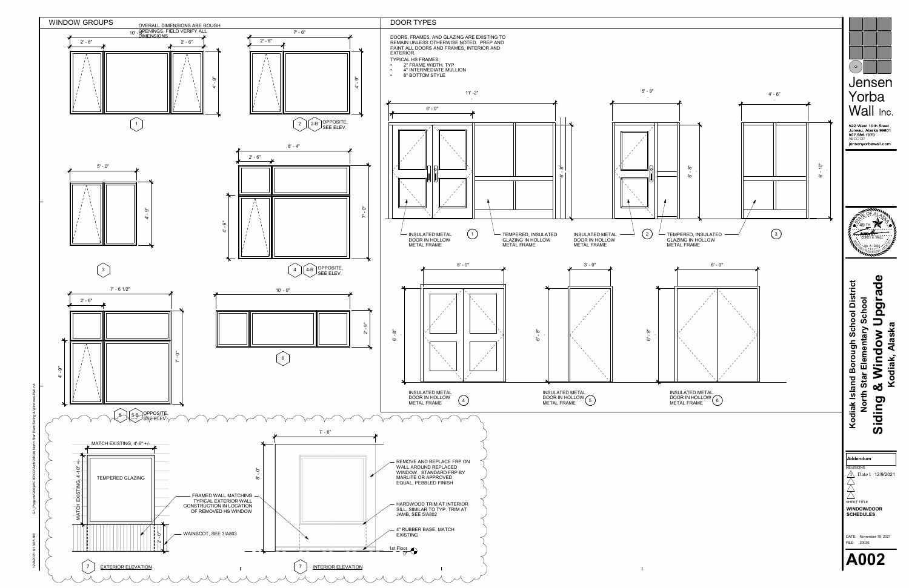## WINDOW GROUPS

OVERALL DIMENSIONS ARE ROUGH OPENINGS, FIELD VERIFY ALL DIMENSIONS

10' - 0"
2' - 6"
2' - 6"
4' - 9"
1

7' - 6"
2' - 6"
4' - 9"
2 2-B OPPOSITE, SEE ELEV.

5' - 0"
4' - 9"
3

8' - 4"
2' - 6"
4' - 9"
7' - 0"
4 4-B OPPOSITE, SEE ELEV.

7' - 6 1/2"
2' - 6"
4' - 9"
7' - 0"
5 5-B OPPOSITE, SEE ELEV.

10' - 0"
2' - 9"
6

MATCH EXISTING, 4'-6" +/-
MATCH EXISTING, 4'-10" +/-
TEMPERED GLAZING
2' - 0"
FRAMED WALL MATCHING TYPICAL EXTERIOR WALL CONSTRUCTION IN LOCATION OF REMOVED HS WINDOW
WAINSCOT, SEE 3/A803
7 EXTERIOR ELEVATION

7' - 6"
8' - 0"
REMOVE AND REPLACE FRP ON WALL AROUND REPLACED WINDOW. STANDARD FRP BY MARLITE OR APPROVED EQUAL, PEBBLED FINISH
HARDWOOD TRIM AT INTERIOR SILL, SIMILAR TO TYP. TRIM AT JAMB, SEE 5/A802
4" RUBBER BASE, MATCH EXISTING
1st Floor 0"
7 INTERIOR ELEVATION

## DOOR TYPES

DOORS, FRAMES, AND GLAZING ARE EXISTING TO REMAIN UNLESS OTHERWISE NOTED. PREP AND PAINT ALL DOORS AND FRAMES, INTERIOR AND EXTERIOR.

TYPICAL HS FRAMES:

- 2" FRAME WIDTH, TYP
- 4" INTERMEDIATE MULLION
- 8" BOTTOM STYLE

11' -2"
6' - 0"
6' - 8"
INSULATED METAL DOOR IN HOLLOW METAL FRAME
1
TEMPERED, INSULATED GLAZING IN HOLLOW METAL FRAME

5' - 9"
6' - 8"
INSULATED METAL DOOR IN HOLLOW METAL FRAME
2
TEMPERED, INSULATED GLAZING IN HOLLOW METAL FRAME

4' - 6"
6' - 10"
3

6' - 0"
6' - 8"
INSULATED METAL DOOR IN HOLLOW METAL FRAME 4

3' - 0"
6' - 8"
INSULATED METAL DOOR IN HOLLOW METAL FRAME 5

6' - 0"
6' - 8"
INSULATED METAL DOOR IN HOLLOW METAL FRAME 6

**Jensen Yorba Wall Inc.**

522 West 10th Steet
Juneau, Alaska 99801
907.586.1070
AECC137
jensenyorbawall.com

**Kodiak Island Borough School District**
**North Star Elementary School**
**Siding & Window Upgrade**
**Kodiak, Alaska**

**Addendum**

REVISIONS
1 Date 1 12/9/2021

SHEET TITLE
**WINDOW/DOOR SCHEDULES**

DATE: November 19, 2021
FILE: 20036

**A002**